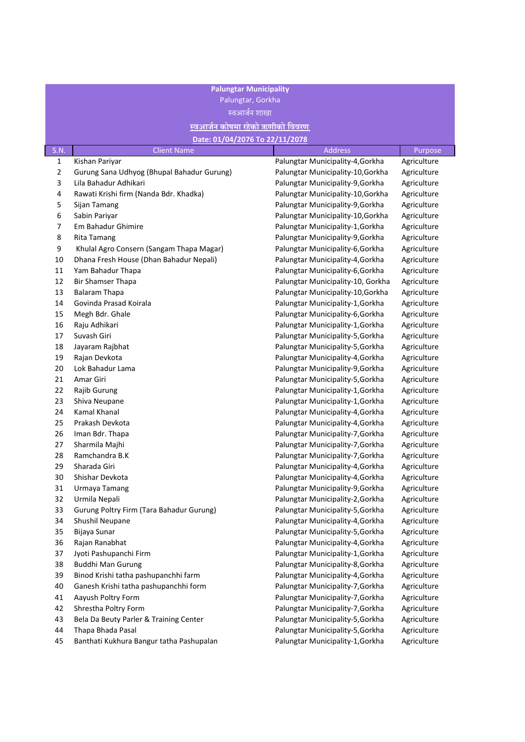**Palungtar Municipality**

Palungtar, Gorkha

स्वआर्जन शाखा

**स्वआर्जन कोषमा रहेको ऋणीको विवरण**

**Date: 01/04/2076 To 22/11/2078**

| S.N. | Client Name | Address | Purpose |
|---|---|---|---|
| 1 | Kishan Pariyar | Palungtar Municipality-4,Gorkha | Agriculture |
| 2 | Gurung Sana Udhyog (Bhupal Bahadur Gurung) | Palungtar Municipality-10,Gorkha | Agriculture |
| 3 | Lila Bahadur Adhikari | Palungtar Municipality-9,Gorkha | Agriculture |
| 4 | Rawati Krishi firm (Nanda Bdr. Khadka) | Palungtar Municipality-10,Gorkha | Agriculture |
| 5 | Sijan Tamang | Palungtar Municipality-9,Gorkha | Agriculture |
| 6 | Sabin Pariyar | Palungtar Municipality-10,Gorkha | Agriculture |
| 7 | Em Bahadur Ghimire | Palungtar Municipality-1,Gorkha | Agriculture |
| 8 | Rita Tamang | Palungtar Municipality-9,Gorkha | Agriculture |
| 9 | Khulal Agro Consern (Sangam Thapa Magar) | Palungtar Municipality-6,Gorkha | Agriculture |
| 10 | Dhana Fresh House (Dhan Bahadur Nepali) | Palungtar Municipality-4,Gorkha | Agriculture |
| 11 | Yam Bahadur Thapa | Palungtar Municipality-6,Gorkha | Agriculture |
| 12 | Bir Shamser Thapa | Palungtar Municipality-10, Gorkha | Agriculture |
| 13 | Balaram Thapa | Palungtar Municipality-10,Gorkha | Agriculture |
| 14 | Govinda Prasad Koirala | Palungtar Municipality-1,Gorkha | Agriculture |
| 15 | Megh Bdr. Ghale | Palungtar Municipality-6,Gorkha | Agriculture |
| 16 | Raju Adhikari | Palungtar Municipality-1,Gorkha | Agriculture |
| 17 | Suvash Giri | Palungtar Municipality-5,Gorkha | Agriculture |
| 18 | Jayaram Rajbhat | Palungtar Municipality-5,Gorkha | Agriculture |
| 19 | Rajan Devkota | Palungtar Municipality-4,Gorkha | Agriculture |
| 20 | Lok Bahadur Lama | Palungtar Municipality-9,Gorkha | Agriculture |
| 21 | Amar Giri | Palungtar Municipality-5,Gorkha | Agriculture |
| 22 | Rajib Gurung | Palungtar Municipality-1,Gorkha | Agriculture |
| 23 | Shiva Neupane | Palungtar Municipality-1,Gorkha | Agriculture |
| 24 | Kamal Khanal | Palungtar Municipality-4,Gorkha | Agriculture |
| 25 | Prakash Devkota | Palungtar Municipality-4,Gorkha | Agriculture |
| 26 | Iman Bdr. Thapa | Palungtar Municipality-7,Gorkha | Agriculture |
| 27 | Sharmila Majhi | Palungtar Municipality-7,Gorkha | Agriculture |
| 28 | Ramchandra B.K | Palungtar Municipality-7,Gorkha | Agriculture |
| 29 | Sharada Giri | Palungtar Municipality-4,Gorkha | Agriculture |
| 30 | Shishar Devkota | Palungtar Municipality-4,Gorkha | Agriculture |
| 31 | Urmaya Tamang | Palungtar Municipality-9,Gorkha | Agriculture |
| 32 | Urmila Nepali | Palungtar Municipality-2,Gorkha | Agriculture |
| 33 | Gurung Poltry Firm (Tara Bahadur Gurung) | Palungtar Municipality-5,Gorkha | Agriculture |
| 34 | Shushil Neupane | Palungtar Municipality-4,Gorkha | Agriculture |
| 35 | Bijaya Sunar | Palungtar Municipality-5,Gorkha | Agriculture |
| 36 | Rajan Ranabhat | Palungtar Municipality-4,Gorkha | Agriculture |
| 37 | Jyoti Pashupanchi Firm | Palungtar Municipality-1,Gorkha | Agriculture |
| 38 | Buddhi Man Gurung | Palungtar Municipality-8,Gorkha | Agriculture |
| 39 | Binod Krishi tatha pashupanchhi farm | Palungtar Municipality-4,Gorkha | Agriculture |
| 40 | Ganesh Krishi tatha pashupanchhi form | Palungtar Municipality-7,Gorkha | Agriculture |
| 41 | Aayush Poltry Form | Palungtar Municipality-7,Gorkha | Agriculture |
| 42 | Shrestha Poltry Form | Palungtar Municipality-7,Gorkha | Agriculture |
| 43 | Bela Da Beuty Parler & Training Center | Palungtar Municipality-5,Gorkha | Agriculture |
| 44 | Thapa Bhada Pasal | Palungtar Municipality-5,Gorkha | Agriculture |
| 45 | Banthati Kukhura Bangur tatha Pashupalan | Palungtar Municipality-1,Gorkha | Agriculture |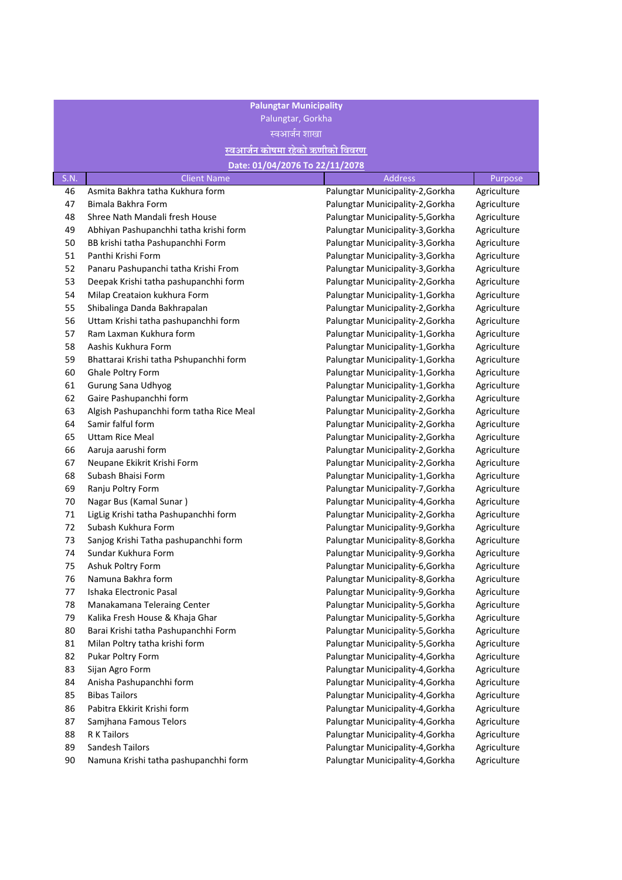**Palungtar Municipality**

Palungtar, Gorkha

स्वआर्जन शाखा

**स्वआर्जन कोषमा रहेको ऋणीको विवरण**

**Date: 01/04/2076 To 22/11/2078**

| S.N. | Client Name | Address | Purpose |
|---|---|---|---|
| 46 | Asmita Bakhra tatha Kukhura form | Palungtar Municipality-2,Gorkha | Agriculture |
| 47 | Bimala Bakhra Form | Palungtar Municipality-2,Gorkha | Agriculture |
| 48 | Shree Nath Mandali fresh House | Palungtar Municipality-5,Gorkha | Agriculture |
| 49 | Abhiyan Pashupanchhi tatha krishi form | Palungtar Municipality-3,Gorkha | Agriculture |
| 50 | BB krishi tatha Pashupanchhi Form | Palungtar Municipality-3,Gorkha | Agriculture |
| 51 | Panthi Krishi Form | Palungtar Municipality-3,Gorkha | Agriculture |
| 52 | Panaru Pashupanchi tatha Krishi From | Palungtar Municipality-3,Gorkha | Agriculture |
| 53 | Deepak Krishi tatha pashupanchhi form | Palungtar Municipality-2,Gorkha | Agriculture |
| 54 | Milap Creataion kukhura Form | Palungtar Municipality-1,Gorkha | Agriculture |
| 55 | Shibalinga Danda Bakhrapalan | Palungtar Municipality-2,Gorkha | Agriculture |
| 56 | Uttam Krishi tatha pashupanchhi form | Palungtar Municipality-2,Gorkha | Agriculture |
| 57 | Ram Laxman Kukhura form | Palungtar Municipality-1,Gorkha | Agriculture |
| 58 | Aashis Kukhura Form | Palungtar Municipality-1,Gorkha | Agriculture |
| 59 | Bhattarai Krishi tatha Pshupanchhi form | Palungtar Municipality-1,Gorkha | Agriculture |
| 60 | Ghale Poltry Form | Palungtar Municipality-1,Gorkha | Agriculture |
| 61 | Gurung Sana Udhyog | Palungtar Municipality-1,Gorkha | Agriculture |
| 62 | Gaire Pashupanchhi form | Palungtar Municipality-2,Gorkha | Agriculture |
| 63 | Algish Pashupanchhi form tatha Rice Meal | Palungtar Municipality-2,Gorkha | Agriculture |
| 64 | Samir falful form | Palungtar Municipality-2,Gorkha | Agriculture |
| 65 | Uttam Rice Meal | Palungtar Municipality-2,Gorkha | Agriculture |
| 66 | Aaruja aarushi form | Palungtar Municipality-2,Gorkha | Agriculture |
| 67 | Neupane Ekikrit Krishi Form | Palungtar Municipality-2,Gorkha | Agriculture |
| 68 | Subash Bhaisi Form | Palungtar Municipality-1,Gorkha | Agriculture |
| 69 | Ranju Poltry Form | Palungtar Municipality-7,Gorkha | Agriculture |
| 70 | Nagar Bus (Kamal Sunar ) | Palungtar Municipality-4,Gorkha | Agriculture |
| 71 | LigLig Krishi tatha Pashupanchhi form | Palungtar Municipality-2,Gorkha | Agriculture |
| 72 | Subash Kukhura Form | Palungtar Municipality-9,Gorkha | Agriculture |
| 73 | Sanjog Krishi Tatha pashupanchhi form | Palungtar Municipality-8,Gorkha | Agriculture |
| 74 | Sundar Kukhura Form | Palungtar Municipality-9,Gorkha | Agriculture |
| 75 | Ashuk Poltry Form | Palungtar Municipality-6,Gorkha | Agriculture |
| 76 | Namuna Bakhra form | Palungtar Municipality-8,Gorkha | Agriculture |
| 77 | Ishaka Electronic Pasal | Palungtar Municipality-9,Gorkha | Agriculture |
| 78 | Manakamana Teleraing Center | Palungtar Municipality-5,Gorkha | Agriculture |
| 79 | Kalika Fresh House & Khaja Ghar | Palungtar Municipality-5,Gorkha | Agriculture |
| 80 | Barai Krishi tatha Pashupanchhi Form | Palungtar Municipality-5,Gorkha | Agriculture |
| 81 | Milan Poltry tatha krishi form | Palungtar Municipality-5,Gorkha | Agriculture |
| 82 | Pukar Poltry Form | Palungtar Municipality-4,Gorkha | Agriculture |
| 83 | Sijan Agro Form | Palungtar Municipality-4,Gorkha | Agriculture |
| 84 | Anisha Pashupanchhi form | Palungtar Municipality-4,Gorkha | Agriculture |
| 85 | Bibas Tailors | Palungtar Municipality-4,Gorkha | Agriculture |
| 86 | Pabitra Ekkirit Krishi form | Palungtar Municipality-4,Gorkha | Agriculture |
| 87 | Samjhana Famous Telors | Palungtar Municipality-4,Gorkha | Agriculture |
| 88 | R K Tailors | Palungtar Municipality-4,Gorkha | Agriculture |
| 89 | Sandesh Tailors | Palungtar Municipality-4,Gorkha | Agriculture |
| 90 | Namuna Krishi tatha pashupanchhi form | Palungtar Municipality-4,Gorkha | Agriculture |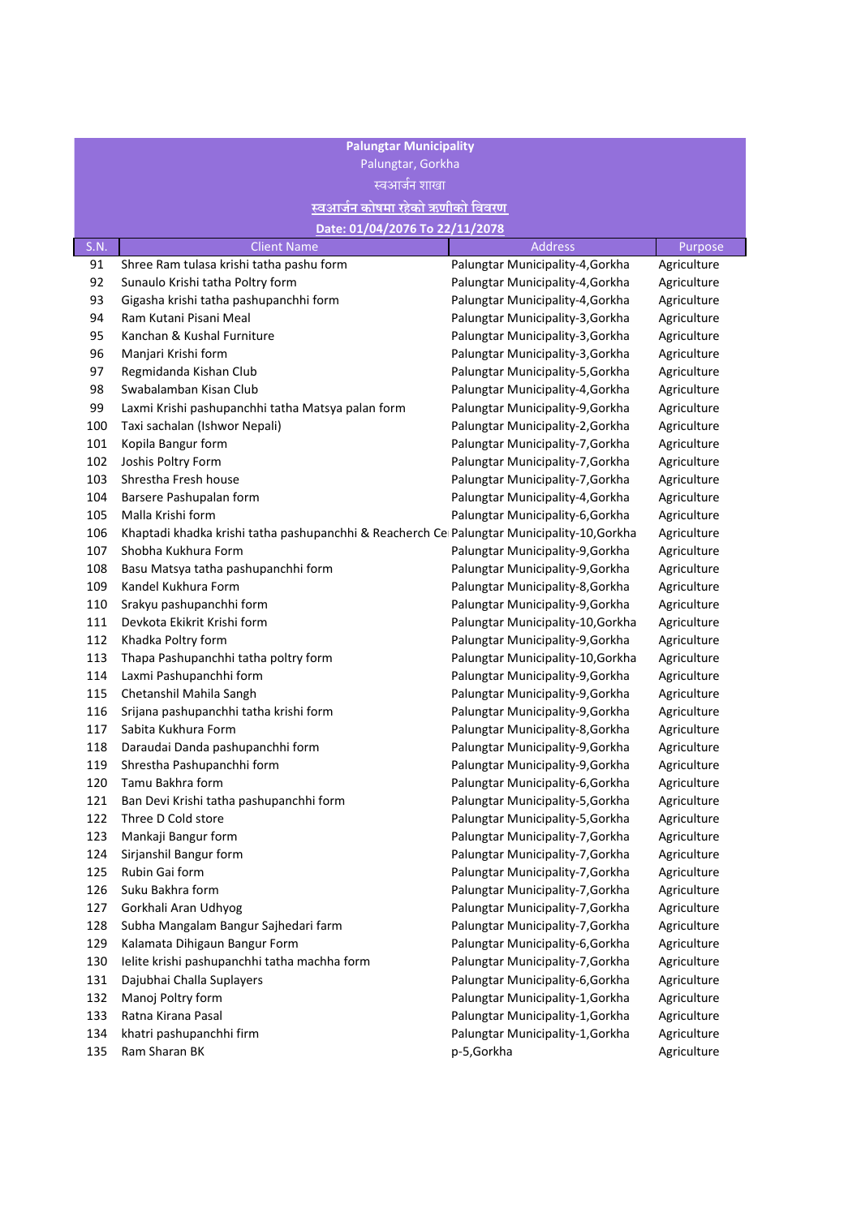**Palungtar Municipality**

Palungtar, Gorkha

स्वआर्जन शाखा

स्वआर्जन कोषमा रहेको ऋणीको विवरण

**Date: 01/04/2076 To 22/11/2078**

| S.N. | Client Name | Address | Purpose |
|---|---|---|---|
| 91 | Shree Ram tulasa krishi tatha pashu form | Palungtar Municipality-4,Gorkha | Agriculture |
| 92 | Sunaulo Krishi tatha Poltry form | Palungtar Municipality-4,Gorkha | Agriculture |
| 93 | Gigasha krishi tatha pashupanchhi form | Palungtar Municipality-4,Gorkha | Agriculture |
| 94 | Ram Kutani Pisani Meal | Palungtar Municipality-3,Gorkha | Agriculture |
| 95 | Kanchan & Kushal Furniture | Palungtar Municipality-3,Gorkha | Agriculture |
| 96 | Manjari Krishi form | Palungtar Municipality-3,Gorkha | Agriculture |
| 97 | Regmidanda Kishan Club | Palungtar Municipality-5,Gorkha | Agriculture |
| 98 | Swabalamban Kisan Club | Palungtar Municipality-4,Gorkha | Agriculture |
| 99 | Laxmi Krishi pashupanchhi tatha Matsya palan form | Palungtar Municipality-9,Gorkha | Agriculture |
| 100 | Taxi sachalan (Ishwor Nepali) | Palungtar Municipality-2,Gorkha | Agriculture |
| 101 | Kopila Bangur form | Palungtar Municipality-7,Gorkha | Agriculture |
| 102 | Joshis Poltry Form | Palungtar Municipality-7,Gorkha | Agriculture |
| 103 | Shrestha Fresh house | Palungtar Municipality-7,Gorkha | Agriculture |
| 104 | Barsere Pashupalan form | Palungtar Municipality-4,Gorkha | Agriculture |
| 105 | Malla Krishi form | Palungtar Municipality-6,Gorkha | Agriculture |
| 106 | Khaptadi khadka krishi tatha pashupanchhi & Reacherch Ce | Palungtar Municipality-10,Gorkha | Agriculture |
| 107 | Shobha Kukhura Form | Palungtar Municipality-9,Gorkha | Agriculture |
| 108 | Basu Matsya tatha pashupanchhi form | Palungtar Municipality-9,Gorkha | Agriculture |
| 109 | Kandel Kukhura Form | Palungtar Municipality-8,Gorkha | Agriculture |
| 110 | Srakyu pashupanchhi form | Palungtar Municipality-9,Gorkha | Agriculture |
| 111 | Devkota Ekikrit Krishi form | Palungtar Municipality-10,Gorkha | Agriculture |
| 112 | Khadka Poltry form | Palungtar Municipality-9,Gorkha | Agriculture |
| 113 | Thapa Pashupanchhi tatha poltry form | Palungtar Municipality-10,Gorkha | Agriculture |
| 114 | Laxmi Pashupanchhi form | Palungtar Municipality-9,Gorkha | Agriculture |
| 115 | Chetanshil Mahila Sangh | Palungtar Municipality-9,Gorkha | Agriculture |
| 116 | Srijana pashupanchhi tatha krishi form | Palungtar Municipality-9,Gorkha | Agriculture |
| 117 | Sabita Kukhura Form | Palungtar Municipality-8,Gorkha | Agriculture |
| 118 | Daraudai Danda pashupanchhi form | Palungtar Municipality-9,Gorkha | Agriculture |
| 119 | Shrestha Pashupanchhi form | Palungtar Municipality-9,Gorkha | Agriculture |
| 120 | Tamu Bakhra form | Palungtar Municipality-6,Gorkha | Agriculture |
| 121 | Ban Devi Krishi tatha pashupanchhi form | Palungtar Municipality-5,Gorkha | Agriculture |
| 122 | Three D Cold store | Palungtar Municipality-5,Gorkha | Agriculture |
| 123 | Mankaji Bangur form | Palungtar Municipality-7,Gorkha | Agriculture |
| 124 | Sirjanshil Bangur form | Palungtar Municipality-7,Gorkha | Agriculture |
| 125 | Rubin Gai form | Palungtar Municipality-7,Gorkha | Agriculture |
| 126 | Suku Bakhra form | Palungtar Municipality-7,Gorkha | Agriculture |
| 127 | Gorkhali Aran Udhyog | Palungtar Municipality-7,Gorkha | Agriculture |
| 128 | Subha Mangalam Bangur Sajhedari farm | Palungtar Municipality-7,Gorkha | Agriculture |
| 129 | Kalamata Dihigaun Bangur Form | Palungtar Municipality-6,Gorkha | Agriculture |
| 130 | Ielite krishi pashupanchhi tatha machha form | Palungtar Municipality-7,Gorkha | Agriculture |
| 131 | Dajubhai Challa Suplayers | Palungtar Municipality-6,Gorkha | Agriculture |
| 132 | Manoj Poltry form | Palungtar Municipality-1,Gorkha | Agriculture |
| 133 | Ratna Kirana Pasal | Palungtar Municipality-1,Gorkha | Agriculture |
| 134 | khatri pashupanchhi firm | Palungtar Municipality-1,Gorkha | Agriculture |
| 135 | Ram Sharan BK | p-5,Gorkha | Agriculture |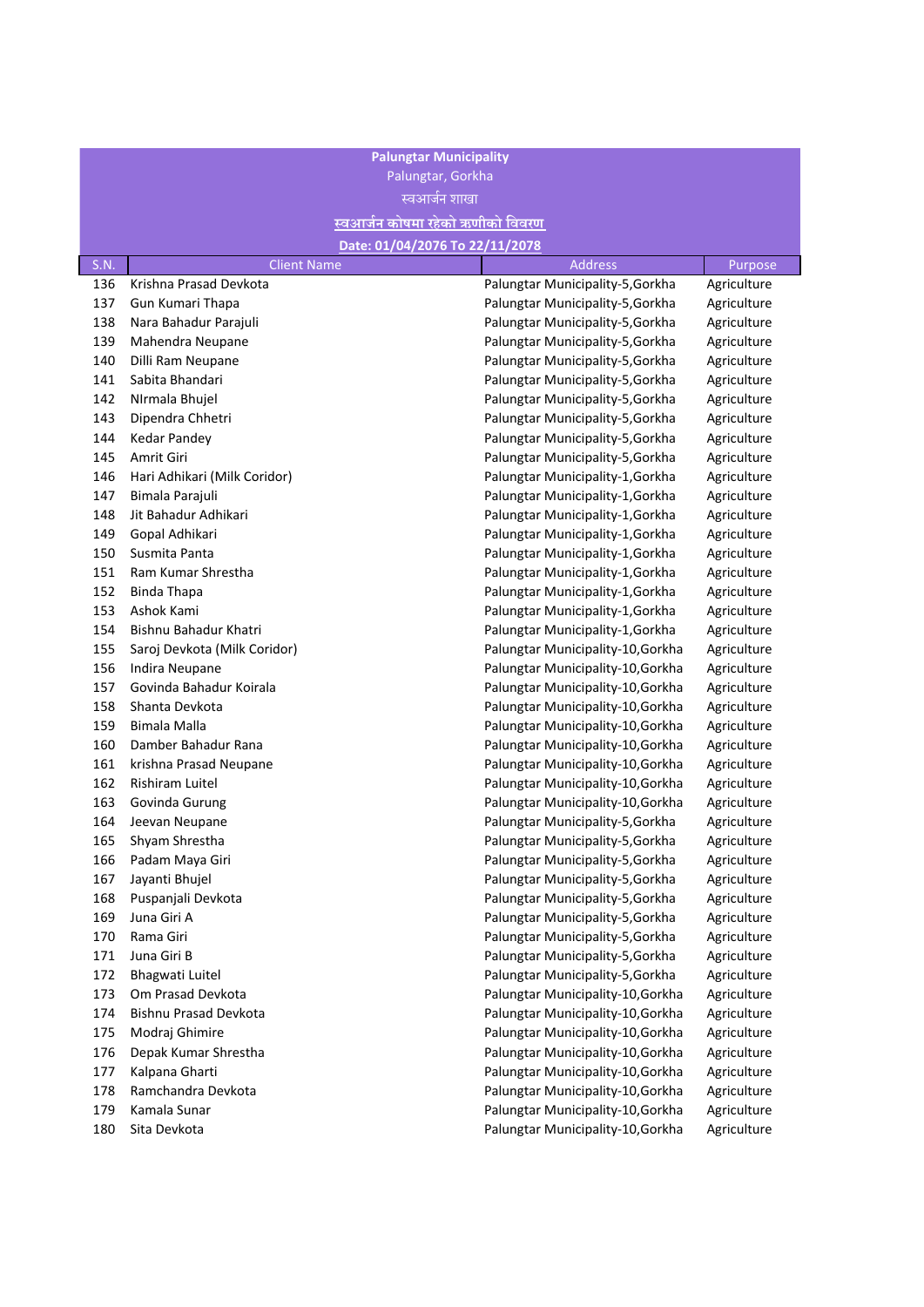**Palungtar Municipality**

Palungtar, Gorkha

स्वआर्जन शाखा

**स्वआर्जन कोषमा रहेको ऋणीको विवरण**

**Date: 01/04/2076 To 22/11/2078**

| S.N. | Client Name | Address | Purpose |
|---|---|---|---|
| 136 | Krishna Prasad Devkota | Palungtar Municipality-5,Gorkha | Agriculture |
| 137 | Gun Kumari Thapa | Palungtar Municipality-5,Gorkha | Agriculture |
| 138 | Nara Bahadur Parajuli | Palungtar Municipality-5,Gorkha | Agriculture |
| 139 | Mahendra Neupane | Palungtar Municipality-5,Gorkha | Agriculture |
| 140 | Dilli Ram Neupane | Palungtar Municipality-5,Gorkha | Agriculture |
| 141 | Sabita Bhandari | Palungtar Municipality-5,Gorkha | Agriculture |
| 142 | NIrmala Bhujel | Palungtar Municipality-5,Gorkha | Agriculture |
| 143 | Dipendra Chhetri | Palungtar Municipality-5,Gorkha | Agriculture |
| 144 | Kedar Pandey | Palungtar Municipality-5,Gorkha | Agriculture |
| 145 | Amrit Giri | Palungtar Municipality-5,Gorkha | Agriculture |
| 146 | Hari Adhikari (Milk Coridor) | Palungtar Municipality-1,Gorkha | Agriculture |
| 147 | Bimala Parajuli | Palungtar Municipality-1,Gorkha | Agriculture |
| 148 | Jit Bahadur Adhikari | Palungtar Municipality-1,Gorkha | Agriculture |
| 149 | Gopal Adhikari | Palungtar Municipality-1,Gorkha | Agriculture |
| 150 | Susmita Panta | Palungtar Municipality-1,Gorkha | Agriculture |
| 151 | Ram Kumar Shrestha | Palungtar Municipality-1,Gorkha | Agriculture |
| 152 | Binda Thapa | Palungtar Municipality-1,Gorkha | Agriculture |
| 153 | Ashok Kami | Palungtar Municipality-1,Gorkha | Agriculture |
| 154 | Bishnu Bahadur Khatri | Palungtar Municipality-1,Gorkha | Agriculture |
| 155 | Saroj Devkota (Milk Coridor) | Palungtar Municipality-10,Gorkha | Agriculture |
| 156 | Indira Neupane | Palungtar Municipality-10,Gorkha | Agriculture |
| 157 | Govinda Bahadur Koirala | Palungtar Municipality-10,Gorkha | Agriculture |
| 158 | Shanta Devkota | Palungtar Municipality-10,Gorkha | Agriculture |
| 159 | Bimala Malla | Palungtar Municipality-10,Gorkha | Agriculture |
| 160 | Damber Bahadur Rana | Palungtar Municipality-10,Gorkha | Agriculture |
| 161 | krishna Prasad Neupane | Palungtar Municipality-10,Gorkha | Agriculture |
| 162 | Rishiram Luitel | Palungtar Municipality-10,Gorkha | Agriculture |
| 163 | Govinda Gurung | Palungtar Municipality-10,Gorkha | Agriculture |
| 164 | Jeevan Neupane | Palungtar Municipality-5,Gorkha | Agriculture |
| 165 | Shyam Shrestha | Palungtar Municipality-5,Gorkha | Agriculture |
| 166 | Padam Maya Giri | Palungtar Municipality-5,Gorkha | Agriculture |
| 167 | Jayanti Bhujel | Palungtar Municipality-5,Gorkha | Agriculture |
| 168 | Puspanjali Devkota | Palungtar Municipality-5,Gorkha | Agriculture |
| 169 | Juna Giri A | Palungtar Municipality-5,Gorkha | Agriculture |
| 170 | Rama Giri | Palungtar Municipality-5,Gorkha | Agriculture |
| 171 | Juna Giri B | Palungtar Municipality-5,Gorkha | Agriculture |
| 172 | Bhagwati Luitel | Palungtar Municipality-5,Gorkha | Agriculture |
| 173 | Om Prasad Devkota | Palungtar Municipality-10,Gorkha | Agriculture |
| 174 | Bishnu Prasad Devkota | Palungtar Municipality-10,Gorkha | Agriculture |
| 175 | Modraj Ghimire | Palungtar Municipality-10,Gorkha | Agriculture |
| 176 | Depak Kumar Shrestha | Palungtar Municipality-10,Gorkha | Agriculture |
| 177 | Kalpana Gharti | Palungtar Municipality-10,Gorkha | Agriculture |
| 178 | Ramchandra Devkota | Palungtar Municipality-10,Gorkha | Agriculture |
| 179 | Kamala Sunar | Palungtar Municipality-10,Gorkha | Agriculture |
| 180 | Sita Devkota | Palungtar Municipality-10,Gorkha | Agriculture |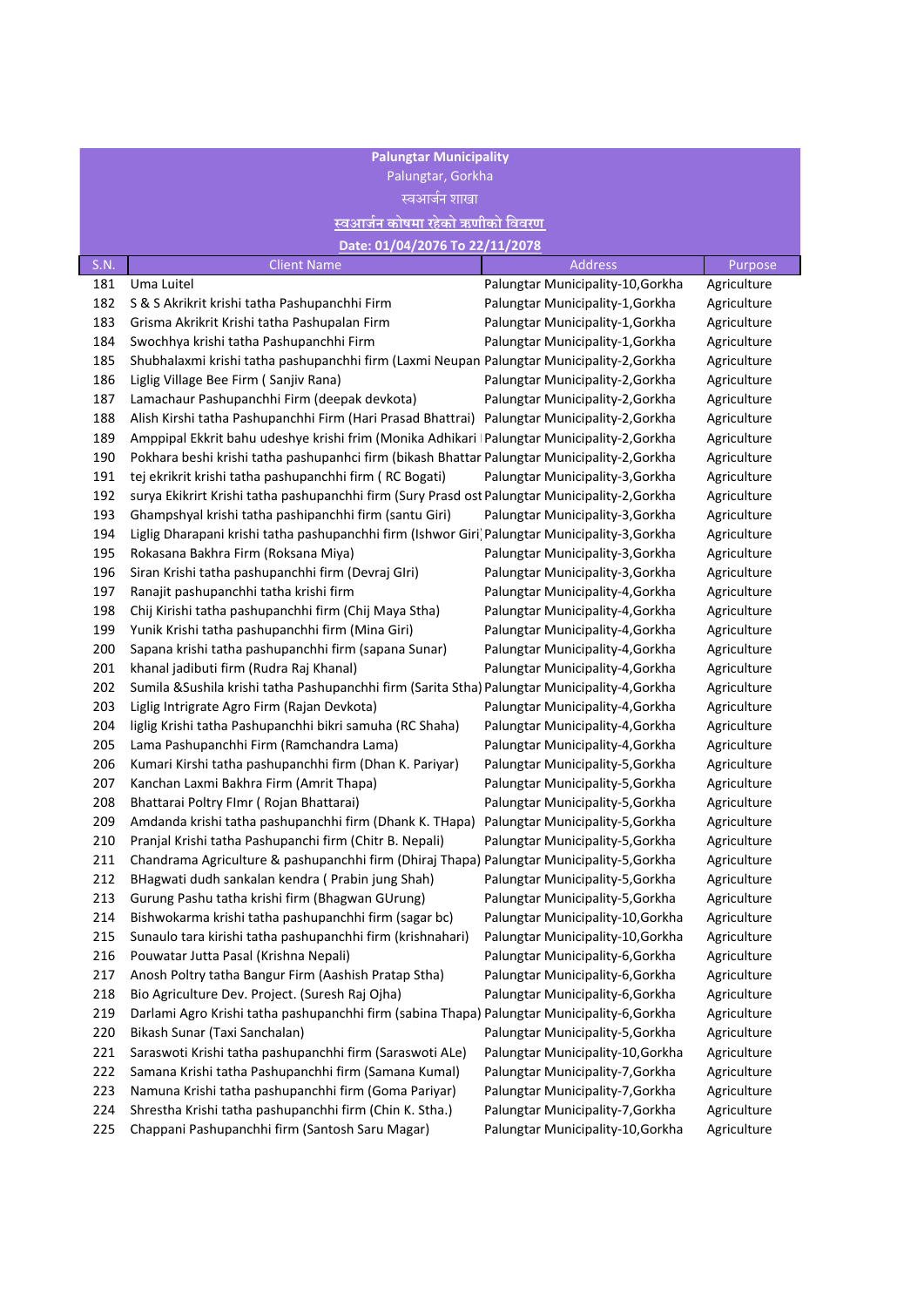**Palungtar Municipality**

Palungtar, Gorkha

स्वआर्जन शाखा

**स्वआर्जन कोषमा रहेको ऋणीको विवरण**

**Date: 01/04/2076 To 22/11/2078**

| S.N. | Client Name | Address | Purpose |
|---|---|---|---|
| 181 | Uma Luitel | Palungtar Municipality-10,Gorkha | Agriculture |
| 182 | S & S Akrikrit krishi tatha Pashupanchhi Firm | Palungtar Municipality-1,Gorkha | Agriculture |
| 183 | Grisma Akrikrit Krishi tatha Pashupalan Firm | Palungtar Municipality-1,Gorkha | Agriculture |
| 184 | Swochhya krishi tatha Pashupanchhi Firm | Palungtar Municipality-1,Gorkha | Agriculture |
| 185 | Shubhalaxmi krishi tatha pashupanchhi firm (Laxmi Neupan | Palungtar Municipality-2,Gorkha | Agriculture |
| 186 | Liglig Village Bee Firm ( Sanjiv Rana) | Palungtar Municipality-2,Gorkha | Agriculture |
| 187 | Lamachaur Pashupanchhi Firm (deepak devkota) | Palungtar Municipality-2,Gorkha | Agriculture |
| 188 | Alish Kirshi tatha Pashupanchhi Firm (Hari Prasad Bhattrai) | Palungtar Municipality-2,Gorkha | Agriculture |
| 189 | Amppipal Ekkrit bahu udeshye krishi frim (Monika Adhikari | Palungtar Municipality-2,Gorkha | Agriculture |
| 190 | Pokhara beshi krishi tatha pashupanhci firm (bikash Bhattar | Palungtar Municipality-2,Gorkha | Agriculture |
| 191 | tej ekrikrit krishi tatha pashupanchhi firm ( RC Bogati) | Palungtar Municipality-3,Gorkha | Agriculture |
| 192 | surya Ekikrirt Krishi tatha pashupanchhi firm (Sury Prasd ost | Palungtar Municipality-2,Gorkha | Agriculture |
| 193 | Ghampshyal krishi tatha pashipanchhi firm (santu Giri) | Palungtar Municipality-3,Gorkha | Agriculture |
| 194 | Liglig Dharapani krishi tatha pashupanchhi firm (Ishwor Giri | Palungtar Municipality-3,Gorkha | Agriculture |
| 195 | Rokasana Bakhra Firm (Roksana Miya) | Palungtar Municipality-3,Gorkha | Agriculture |
| 196 | Siran Krishi tatha pashupanchhi firm (Devraj GIri) | Palungtar Municipality-3,Gorkha | Agriculture |
| 197 | Ranajit pashupanchhi tatha krishi firm | Palungtar Municipality-4,Gorkha | Agriculture |
| 198 | Chij Kirishi tatha pashupanchhi firm (Chij Maya Stha) | Palungtar Municipality-4,Gorkha | Agriculture |
| 199 | Yunik Krishi tatha pashupanchhi firm (Mina Giri) | Palungtar Municipality-4,Gorkha | Agriculture |
| 200 | Sapana krishi tatha pashupanchhi firm (sapana Sunar) | Palungtar Municipality-4,Gorkha | Agriculture |
| 201 | khanal jadibuti firm (Rudra Raj Khanal) | Palungtar Municipality-4,Gorkha | Agriculture |
| 202 | Sumila &Sushila krishi tatha Pashupanchhi firm (Sarita Stha) | Palungtar Municipality-4,Gorkha | Agriculture |
| 203 | Liglig Intrigrate Agro Firm (Rajan Devkota) | Palungtar Municipality-4,Gorkha | Agriculture |
| 204 | liglig Krishi tatha Pashupanchhi bikri samuha (RC Shaha) | Palungtar Municipality-4,Gorkha | Agriculture |
| 205 | Lama Pashupanchhi Firm (Ramchandra Lama) | Palungtar Municipality-4,Gorkha | Agriculture |
| 206 | Kumari Kirshi tatha pashupanchhi firm (Dhan K. Pariyar) | Palungtar Municipality-5,Gorkha | Agriculture |
| 207 | Kanchan Laxmi Bakhra Firm (Amrit Thapa) | Palungtar Municipality-5,Gorkha | Agriculture |
| 208 | Bhattarai Poltry FImr ( Rojan Bhattarai) | Palungtar Municipality-5,Gorkha | Agriculture |
| 209 | Amdanda krishi tatha pashupanchhi firm (Dhank K. THapa) | Palungtar Municipality-5,Gorkha | Agriculture |
| 210 | Pranjal Krishi tatha Pashupanchi firm (Chitr B. Nepali) | Palungtar Municipality-5,Gorkha | Agriculture |
| 211 | Chandrama Agriculture & pashupanchhi firm (Dhiraj Thapa) | Palungtar Municipality-5,Gorkha | Agriculture |
| 212 | BHagwati dudh sankalan kendra ( Prabin jung Shah) | Palungtar Municipality-5,Gorkha | Agriculture |
| 213 | Gurung Pashu tatha krishi firm (Bhagwan GUrung) | Palungtar Municipality-5,Gorkha | Agriculture |
| 214 | Bishwokarma krishi tatha pashupanchhi firm (sagar bc) | Palungtar Municipality-10,Gorkha | Agriculture |
| 215 | Sunaulo tara kirishi tatha pashupanchhi firm (krishnahari) | Palungtar Municipality-10,Gorkha | Agriculture |
| 216 | Pouwatar Jutta Pasal (Krishna Nepali) | Palungtar Municipality-6,Gorkha | Agriculture |
| 217 | Anosh Poltry tatha Bangur Firm (Aashish Pratap Stha) | Palungtar Municipality-6,Gorkha | Agriculture |
| 218 | Bio Agriculture Dev. Project. (Suresh Raj Ojha) | Palungtar Municipality-6,Gorkha | Agriculture |
| 219 | Darlami Agro Krishi tatha pashupanchhi firm (sabina Thapa) | Palungtar Municipality-6,Gorkha | Agriculture |
| 220 | Bikash Sunar (Taxi Sanchalan) | Palungtar Municipality-5,Gorkha | Agriculture |
| 221 | Saraswoti Krishi tatha pashupanchhi firm (Saraswoti ALe) | Palungtar Municipality-10,Gorkha | Agriculture |
| 222 | Samana Krishi tatha Pashupanchhi firm (Samana Kumal) | Palungtar Municipality-7,Gorkha | Agriculture |
| 223 | Namuna Krishi tatha pashupanchhi firm (Goma Pariyar) | Palungtar Municipality-7,Gorkha | Agriculture |
| 224 | Shrestha Krishi tatha pashupanchhi firm (Chin K. Stha.) | Palungtar Municipality-7,Gorkha | Agriculture |
| 225 | Chappani Pashupanchhi firm (Santosh Saru Magar) | Palungtar Municipality-10,Gorkha | Agriculture |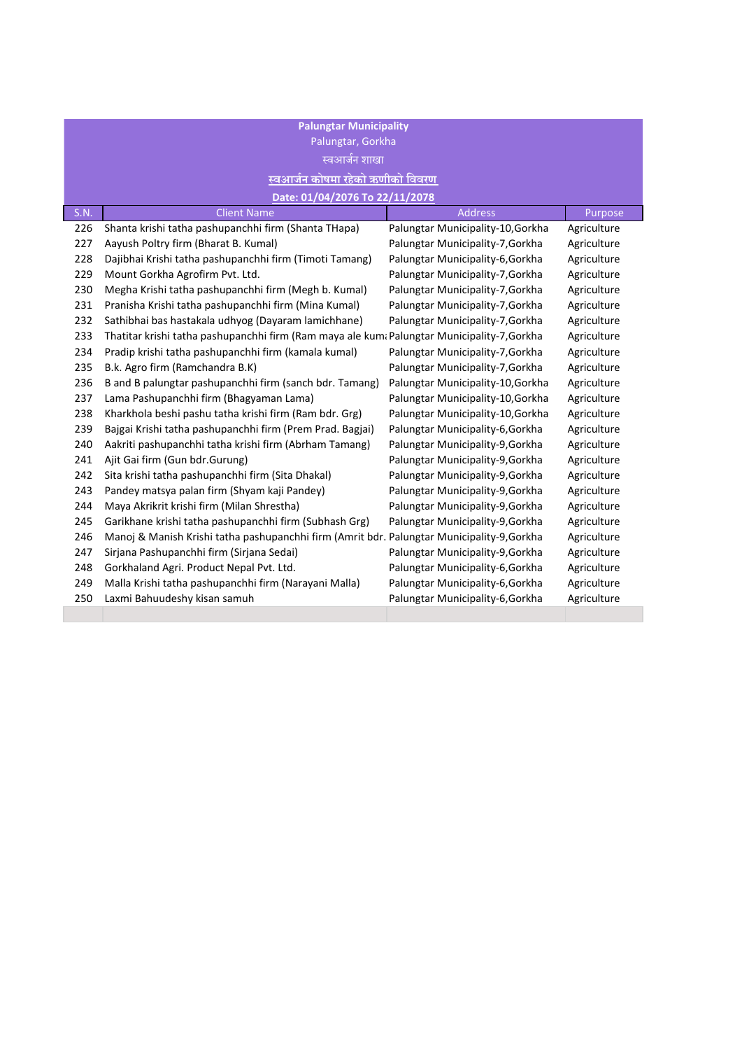**Palungtar Municipality**

Palungtar, Gorkha

स्वआर्जन शाखा

स्वआर्जन कोषमा रहेको ऋणीको विवरण

**Date: 01/04/2076 To 22/11/2078**

| S.N. | Client Name | Address | Purpose |
|---|---|---|---|
| 226 | Shanta krishi tatha pashupanchhi firm (Shanta THapa) | Palungtar Municipality-10,Gorkha | Agriculture |
| 227 | Aayush Poltry firm (Bharat B. Kumal) | Palungtar Municipality-7,Gorkha | Agriculture |
| 228 | Dajibhai Krishi tatha pashupanchhi firm (Timoti Tamang) | Palungtar Municipality-6,Gorkha | Agriculture |
| 229 | Mount Gorkha Agrofirm Pvt. Ltd. | Palungtar Municipality-7,Gorkha | Agriculture |
| 230 | Megha Krishi tatha pashupanchhi firm (Megh b. Kumal) | Palungtar Municipality-7,Gorkha | Agriculture |
| 231 | Pranisha Krishi tatha pashupanchhi firm (Mina Kumal) | Palungtar Municipality-7,Gorkha | Agriculture |
| 232 | Sathibhai bas hastakala udhyog (Dayaram lamichhane) | Palungtar Municipality-7,Gorkha | Agriculture |
| 233 | Thatitar krishi tatha pashupanchhi firm (Ram maya ale kuma | Palungtar Municipality-7,Gorkha | Agriculture |
| 234 | Pradip krishi tatha pashupanchhi firm (kamala kumal) | Palungtar Municipality-7,Gorkha | Agriculture |
| 235 | B.k. Agro firm (Ramchandra B.K) | Palungtar Municipality-7,Gorkha | Agriculture |
| 236 | B and B palungtar pashupanchhi firm (sanch bdr. Tamang) | Palungtar Municipality-10,Gorkha | Agriculture |
| 237 | Lama Pashupanchhi firm (Bhagyaman Lama) | Palungtar Municipality-10,Gorkha | Agriculture |
| 238 | Kharkhola beshi pashu tatha krishi firm (Ram bdr. Grg) | Palungtar Municipality-10,Gorkha | Agriculture |
| 239 | Bajgai Krishi tatha pashupanchhi firm (Prem Prad. Bagjai) | Palungtar Municipality-6,Gorkha | Agriculture |
| 240 | Aakriti pashupanchhi tatha krishi firm (Abrham Tamang) | Palungtar Municipality-9,Gorkha | Agriculture |
| 241 | Ajit Gai firm (Gun bdr.Gurung) | Palungtar Municipality-9,Gorkha | Agriculture |
| 242 | Sita krishi tatha pashupanchhi firm (Sita Dhakal) | Palungtar Municipality-9,Gorkha | Agriculture |
| 243 | Pandey matsya palan firm (Shyam kaji Pandey) | Palungtar Municipality-9,Gorkha | Agriculture |
| 244 | Maya Akrikrit krishi firm (Milan Shrestha) | Palungtar Municipality-9,Gorkha | Agriculture |
| 245 | Garikhane krishi tatha pashupanchhi firm (Subhash Grg) | Palungtar Municipality-9,Gorkha | Agriculture |
| 246 | Manoj & Manish Krishi tatha pashupanchhi firm (Amrit bdr. | Palungtar Municipality-9,Gorkha | Agriculture |
| 247 | Sirjana Pashupanchhi firm (Sirjana Sedai) | Palungtar Municipality-9,Gorkha | Agriculture |
| 248 | Gorkhaland Agri. Product Nepal Pvt. Ltd. | Palungtar Municipality-6,Gorkha | Agriculture |
| 249 | Malla Krishi tatha pashupanchhi firm (Narayani Malla) | Palungtar Municipality-6,Gorkha | Agriculture |
| 250 | Laxmi Bahuudeshy kisan samuh | Palungtar Municipality-6,Gorkha | Agriculture |